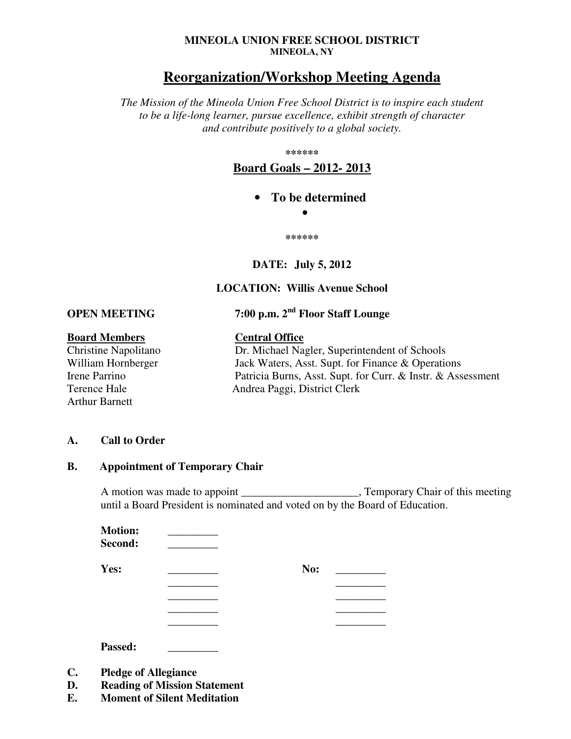**MINEOLA UNION FREE SCHOOL DISTRICT**
**MINEOLA, NY**

# Reorganization/Workshop Meeting Agenda

*The Mission of the Mineola Union Free School District is to inspire each student to be a life-long learner, pursue excellence, exhibit strength of character and contribute positively to a global society.*

******

## Board Goals – 2012- 2013

- **To be determined**
- 

******

**DATE: July 5, 2012**

**LOCATION: Willis Avenue School**

**OPEN MEETING** **7:00 p.m. 2nd Floor Staff Lounge**

| **Board Members** | **Central Office** |
|---|---|
| Christine Napolitano | Dr. Michael Nagler, Superintendent of Schools |
| William Hornberger | Jack Waters, Asst. Supt. for Finance & Operations |
| Irene Parrino | Patricia Burns, Asst. Supt. for Curr. & Instr. & Assessment |
| Terence Hale | Andrea Paggi, District Clerk |
| Arthur Barnett | |

**A. Call to Order**

**B. Appointment of Temporary Chair**

A motion was made to appoint _____________________, Temporary Chair of this meeting until a Board President is nominated and voted on by the Board of Education.

**Motion:** _________
**Second:** _________

**Yes:** _________ **No:** _________
_________ _________
_________ _________
_________ _________
_________ _________

**Passed:** _________

**C. Pledge of Allegiance**
**D. Reading of Mission Statement**
**E. Moment of Silent Meditation**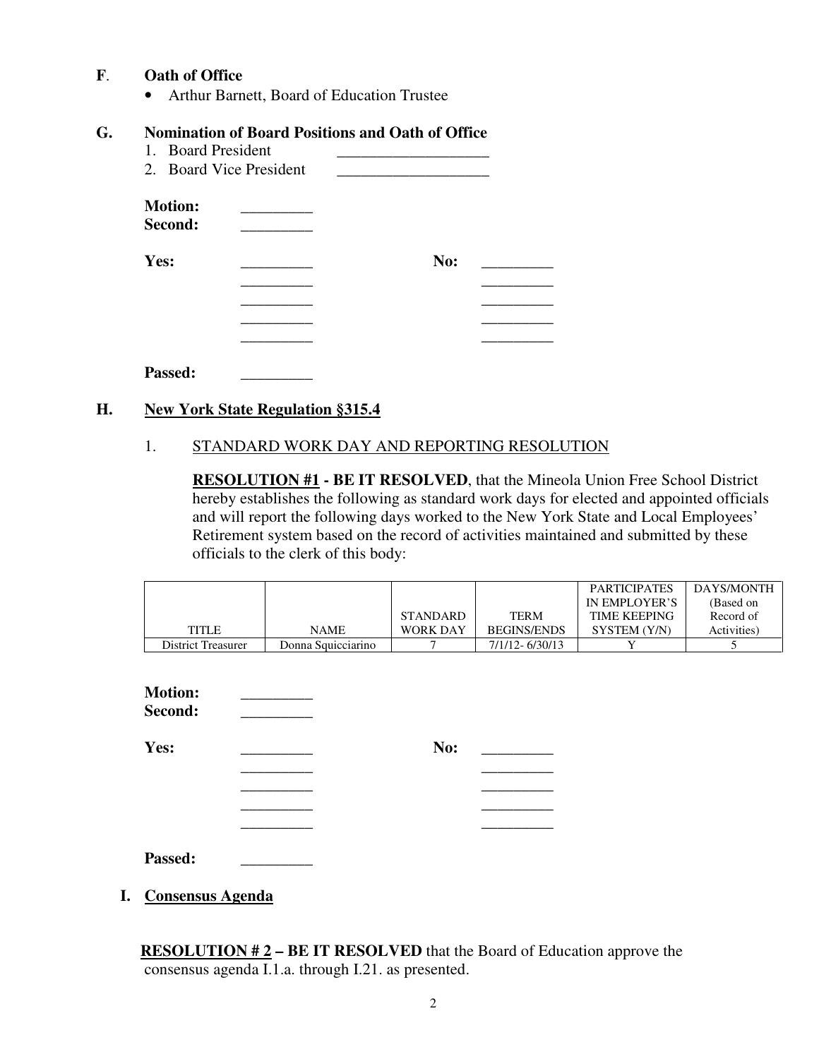**F**. **Oath of Office**

- Arthur Barnett, Board of Education Trustee

**G. Nomination of Board Positions and Oath of Office**

1. Board President ___________________
2. Board Vice President ___________________

**Motion:** _________
**Second:** _________

**Yes:** _________ **No:** _________
_________ _________
_________ _________
_________ _________
_________ _________

**Passed:** _________

**H. <u>New York State Regulation §315.4</u>**

1. <u>STANDARD WORK DAY AND REPORTING RESOLUTION</u>

**<u>RESOLUTION #1</u> - BE IT RESOLVED**, that the Mineola Union Free School District hereby establishes the following as standard work days for elected and appointed officials and will report the following days worked to the New York State and Local Employees' Retirement system based on the record of activities maintained and submitted by these officials to the clerk of this body:

| TITLE | NAME | STANDARD WORK DAY | TERM BEGINS/ENDS | PARTICIPATES IN EMPLOYER'S TIME KEEPING SYSTEM (Y/N) | DAYS/MONTH (Based on Record of Activities) |
|---|---|---|---|---|---|
| District Treasurer | Donna Squicciarino | 7 | 7/1/12- 6/30/13 | Y | 5 |

**Motion:** _________
**Second:** _________

**Yes:** _________ **No:** _________
_________ _________
_________ _________
_________ _________
_________ _________

**Passed:** _________

**I. <u>Consensus Agenda</u>**

**<u>RESOLUTION # 2</u> – BE IT RESOLVED** that the Board of Education approve the consensus agenda I.1.a. through I.21. as presented.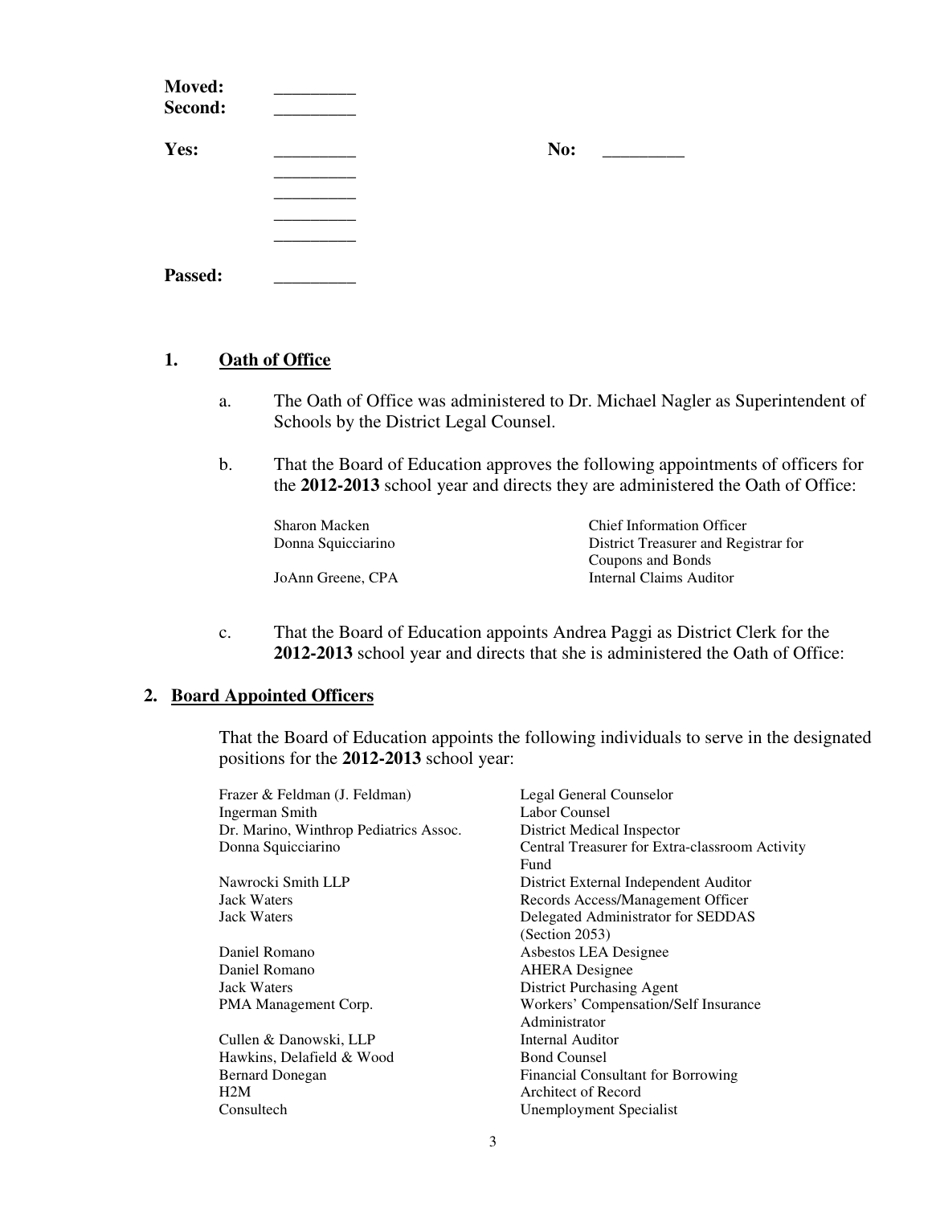**Moved:** _________
**Second:** _________

**Yes:** _________ **No:** _________
_________
_________
_________
_________

**Passed:** _________

## 1. Oath of Office

a. The Oath of Office was administered to Dr. Michael Nagler as Superintendent of Schools by the District Legal Counsel.

b. That the Board of Education approves the following appointments of officers for the **2012-2013** school year and directs they are administered the Oath of Office:

| | |
|---|---|
| Sharon Macken | Chief Information Officer |
| Donna Squicciarino | District Treasurer and Registrar for Coupons and Bonds |
| JoAnn Greene, CPA | Internal Claims Auditor |

c. That the Board of Education appoints Andrea Paggi as District Clerk for the **2012-2013** school year and directs that she is administered the Oath of Office:

## 2. Board Appointed Officers

That the Board of Education appoints the following individuals to serve in the designated positions for the **2012-2013** school year:

| | |
|---|---|
| Frazer & Feldman (J. Feldman) | Legal General Counselor |
| Ingerman Smith | Labor Counsel |
| Dr. Marino, Winthrop Pediatrics Assoc. | District Medical Inspector |
| Donna Squicciarino | Central Treasurer for Extra-classroom Activity Fund |
| Nawrocki Smith LLP | District External Independent Auditor |
| Jack Waters | Records Access/Management Officer |
| Jack Waters | Delegated Administrator for SEDDAS (Section 2053) |
| Daniel Romano | Asbestos LEA Designee |
| Daniel Romano | AHERA Designee |
| Jack Waters | District Purchasing Agent |
| PMA Management Corp. | Workers' Compensation/Self Insurance Administrator |
| Cullen & Danowski, LLP | Internal Auditor |
| Hawkins, Delafield & Wood | Bond Counsel |
| Bernard Donegan | Financial Consultant for Borrowing |
| H2M | Architect of Record |
| Consultech | Unemployment Specialist |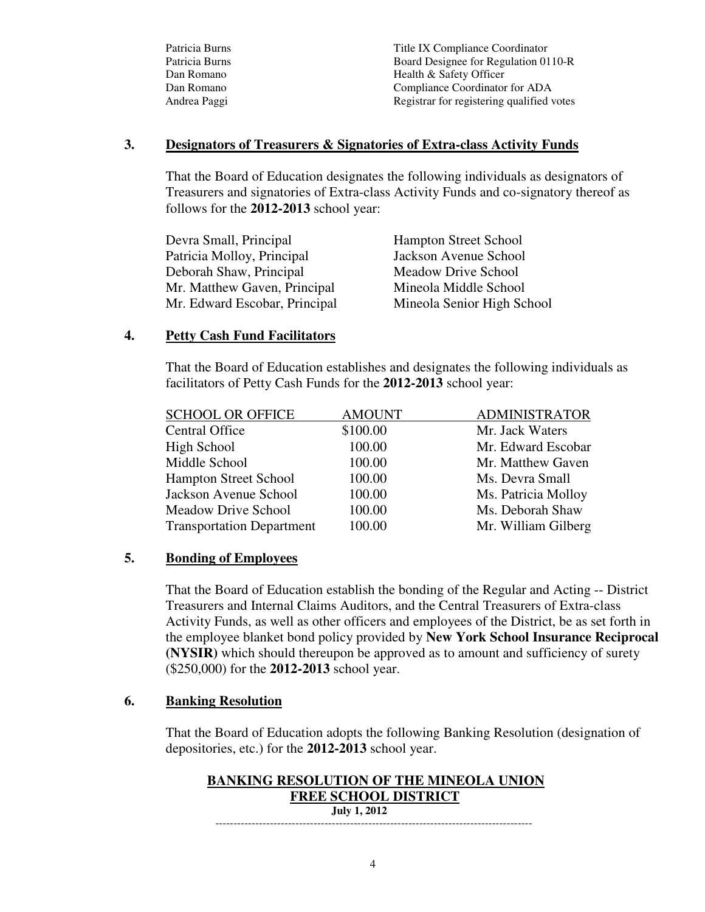| | |
|---|---|
| Patricia Burns | Title IX Compliance Coordinator |
| Patricia Burns | Board Designee for Regulation 0110-R |
| Dan Romano | Health & Safety Officer |
| Dan Romano | Compliance Coordinator for ADA |
| Andrea Paggi | Registrar for registering qualified votes |

## 3. Designators of Treasurers & Signatories of Extra-class Activity Funds

That the Board of Education designates the following individuals as designators of Treasurers and signatories of Extra-class Activity Funds and co-signatory thereof as follows for the **2012-2013** school year:

| | |
|---|---|
| Devra Small, Principal | Hampton Street School |
| Patricia Molloy, Principal | Jackson Avenue School |
| Deborah Shaw, Principal | Meadow Drive School |
| Mr. Matthew Gaven, Principal | Mineola Middle School |
| Mr. Edward Escobar, Principal | Mineola Senior High School |

## 4. Petty Cash Fund Facilitators

That the Board of Education establishes and designates the following individuals as facilitators of Petty Cash Funds for the **2012-2013** school year:

| SCHOOL OR OFFICE | AMOUNT | ADMINISTRATOR |
|---|---|---|
| Central Office | $100.00 | Mr. Jack Waters |
| High School | 100.00 | Mr. Edward Escobar |
| Middle School | 100.00 | Mr. Matthew Gaven |
| Hampton Street School | 100.00 | Ms. Devra Small |
| Jackson Avenue School | 100.00 | Ms. Patricia Molloy |
| Meadow Drive School | 100.00 | Ms. Deborah Shaw |
| Transportation Department | 100.00 | Mr. William Gilberg |

## 5. Bonding of Employees

That the Board of Education establish the bonding of the Regular and Acting -- District Treasurers and Internal Claims Auditors, and the Central Treasurers of Extra-class Activity Funds, as well as other officers and employees of the District, be as set forth in the employee blanket bond policy provided by **New York School Insurance Reciprocal (NYSIR)** which should thereupon be approved as to amount and sufficiency of surety ($250,000) for the **2012-2013** school year.

## 6. Banking Resolution

That the Board of Education adopts the following Banking Resolution (designation of depositories, etc.) for the **2012-2013** school year.

**BANKING RESOLUTION OF THE MINEOLA UNION FREE SCHOOL DISTRICT**

**July 1, 2012**

---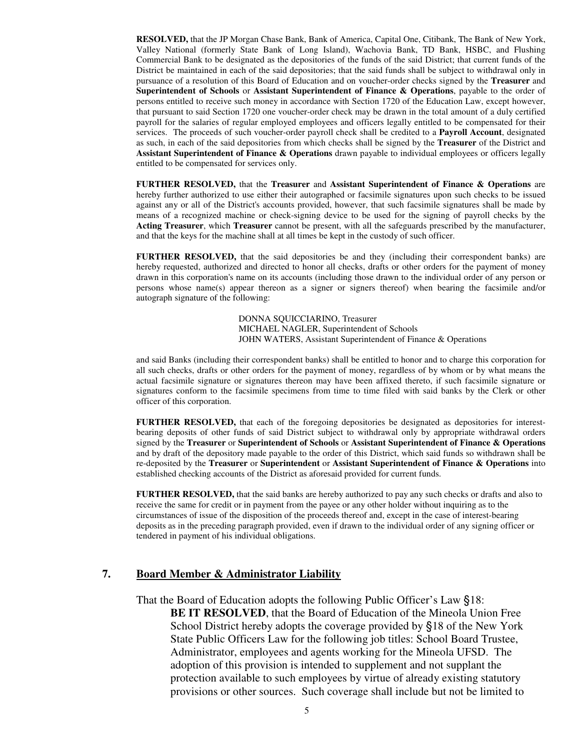**RESOLVED,** that the JP Morgan Chase Bank, Bank of America, Capital One, Citibank, The Bank of New York, Valley National (formerly State Bank of Long Island), Wachovia Bank, TD Bank, HSBC, and Flushing Commercial Bank to be designated as the depositories of the funds of the said District; that current funds of the District be maintained in each of the said depositories; that the said funds shall be subject to withdrawal only in pursuance of a resolution of this Board of Education and on voucher-order checks signed by the **Treasurer** and **Superintendent of Schools** or **Assistant Superintendent of Finance & Operations**, payable to the order of persons entitled to receive such money in accordance with Section 1720 of the Education Law, except however, that pursuant to said Section 1720 one voucher-order check may be drawn in the total amount of a duly certified payroll for the salaries of regular employed employees and officers legally entitled to be compensated for their services. The proceeds of such voucher-order payroll check shall be credited to a **Payroll Account**, designated as such, in each of the said depositories from which checks shall be signed by the **Treasurer** of the District and **Assistant Superintendent of Finance & Operations** drawn payable to individual employees or officers legally entitled to be compensated for services only.

**FURTHER RESOLVED,** that the **Treasurer** and **Assistant Superintendent of Finance & Operations** are hereby further authorized to use either their autographed or facsimile signatures upon such checks to be issued against any or all of the District's accounts provided, however, that such facsimile signatures shall be made by means of a recognized machine or check-signing device to be used for the signing of payroll checks by the **Acting Treasurer**, which **Treasurer** cannot be present, with all the safeguards prescribed by the manufacturer, and that the keys for the machine shall at all times be kept in the custody of such officer.

**FURTHER RESOLVED,** that the said depositories be and they (including their correspondent banks) are hereby requested, authorized and directed to honor all checks, drafts or other orders for the payment of money drawn in this corporation's name on its accounts (including those drawn to the individual order of any person or persons whose name(s) appear thereon as a signer or signers thereof) when bearing the facsimile and/or autograph signature of the following:

DONNA SQUICCIARINO, Treasurer
MICHAEL NAGLER, Superintendent of Schools
JOHN WATERS, Assistant Superintendent of Finance & Operations

and said Banks (including their correspondent banks) shall be entitled to honor and to charge this corporation for all such checks, drafts or other orders for the payment of money, regardless of by whom or by what means the actual facsimile signature or signatures thereon may have been affixed thereto, if such facsimile signature or signatures conform to the facsimile specimens from time to time filed with said banks by the Clerk or other officer of this corporation.

**FURTHER RESOLVED,** that each of the foregoing depositories be designated as depositories for interest-bearing deposits of other funds of said District subject to withdrawal only by appropriate withdrawal orders signed by the **Treasurer** or **Superintendent of Schools** or **Assistant Superintendent of Finance & Operations** and by draft of the depository made payable to the order of this District, which said funds so withdrawn shall be re-deposited by the **Treasurer** or **Superintendent** or **Assistant Superintendent of Finance & Operations** into established checking accounts of the District as aforesaid provided for current funds.

**FURTHER RESOLVED,** that the said banks are hereby authorized to pay any such checks or drafts and also to receive the same for credit or in payment from the payee or any other holder without inquiring as to the circumstances of issue of the disposition of the proceeds thereof and, except in the case of interest-bearing deposits as in the preceding paragraph provided, even if drawn to the individual order of any signing officer or tendered in payment of his individual obligations.

## 7. Board Member & Administrator Liability

That the Board of Education adopts the following Public Officer's Law §18:

**BE IT RESOLVED**, that the Board of Education of the Mineola Union Free School District hereby adopts the coverage provided by §18 of the New York State Public Officers Law for the following job titles: School Board Trustee, Administrator, employees and agents working for the Mineola UFSD. The adoption of this provision is intended to supplement and not supplant the protection available to such employees by virtue of already existing statutory provisions or other sources. Such coverage shall include but not be limited to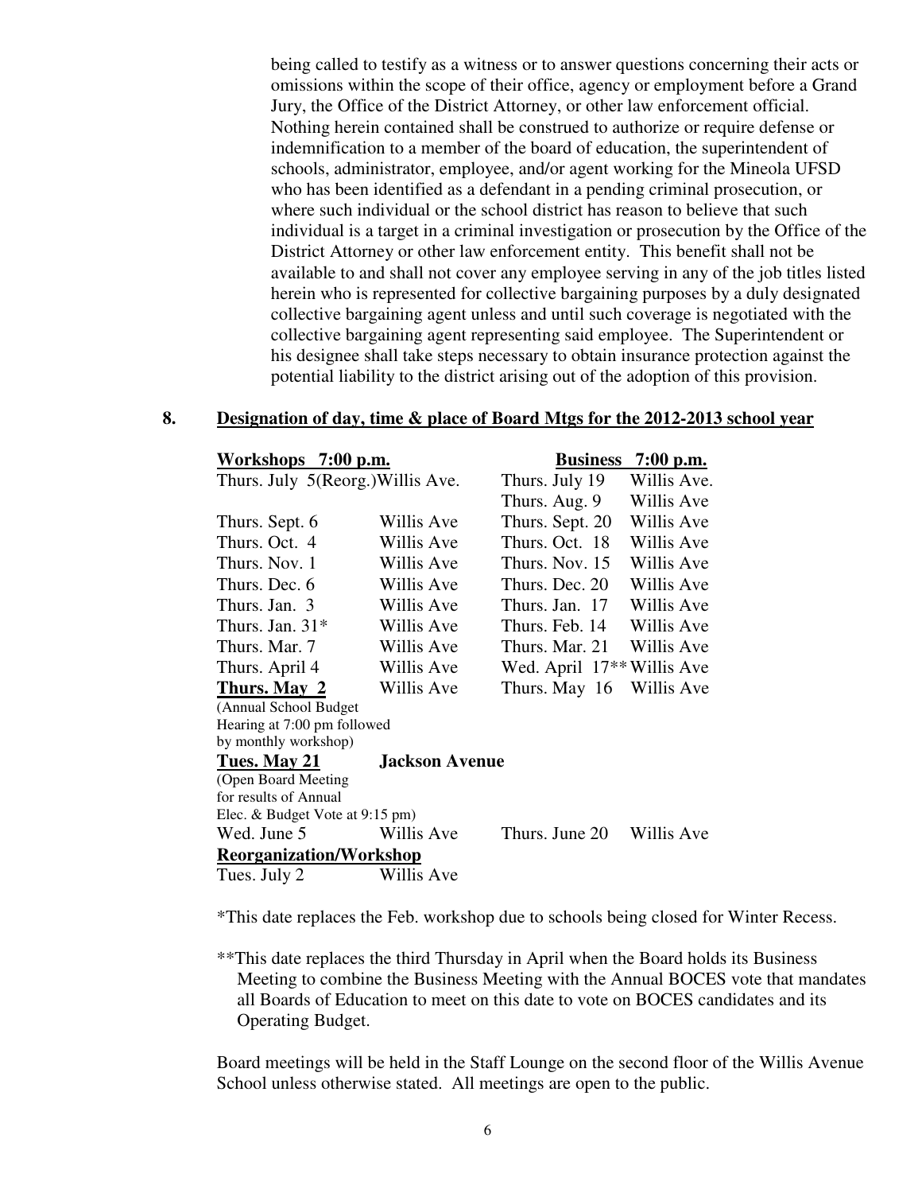being called to testify as a witness or to answer questions concerning their acts or omissions within the scope of their office, agency or employment before a Grand Jury, the Office of the District Attorney, or other law enforcement official. Nothing herein contained shall be construed to authorize or require defense or indemnification to a member of the board of education, the superintendent of schools, administrator, employee, and/or agent working for the Mineola UFSD who has been identified as a defendant in a pending criminal prosecution, or where such individual or the school district has reason to believe that such individual is a target in a criminal investigation or prosecution by the Office of the District Attorney or other law enforcement entity. This benefit shall not be available to and shall not cover any employee serving in any of the job titles listed herein who is represented for collective bargaining purposes by a duly designated collective bargaining agent unless and until such coverage is negotiated with the collective bargaining agent representing said employee. The Superintendent or his designee shall take steps necessary to obtain insurance protection against the potential liability to the district arising out of the adoption of this provision.

**8. Designation of day, time & place of Board Mtgs for the 2012-2013 school year**

| **Workshops 7:00 p.m.** | | **Business 7:00 p.m.** | |
|---|---|---|---|
| Thurs. July 5(Reorg.) | Willis Ave. | Thurs. July 19 | Willis Ave. |
| | | Thurs. Aug. 9 | Willis Ave |
| Thurs. Sept. 6 | Willis Ave | Thurs. Sept. 20 | Willis Ave |
| Thurs. Oct. 4 | Willis Ave | Thurs. Oct. 18 | Willis Ave |
| Thurs. Nov. 1 | Willis Ave | Thurs. Nov. 15 | Willis Ave |
| Thurs. Dec. 6 | Willis Ave | Thurs. Dec. 20 | Willis Ave |
| Thurs. Jan. 3 | Willis Ave | Thurs. Jan. 17 | Willis Ave |
| Thurs. Jan. 31* | Willis Ave | Thurs. Feb. 14 | Willis Ave |
| Thurs. Mar. 7 | Willis Ave | Thurs. Mar. 21 | Willis Ave |
| Thurs. April 4 | Willis Ave | Wed. April 17** | Willis Ave |
| **Thurs. May 2** (Annual School Budget Hearing at 7:00 pm followed by monthly workshop) | Willis Ave | Thurs. May 16 | Willis Ave |
| **Tues. May 21** (Open Board Meeting for results of Annual Elec. & Budget Vote at 9:15 pm) | **Jackson Avenue** | | |
| Wed. June 5 | Willis Ave | Thurs. June 20 | Willis Ave |
| **Reorganization/Workshop** | | | |
| Tues. July 2 | Willis Ave | | |

*This date replaces the Feb. workshop due to schools being closed for Winter Recess.

**This date replaces the third Thursday in April when the Board holds its Business Meeting to combine the Business Meeting with the Annual BOCES vote that mandates all Boards of Education to meet on this date to vote on BOCES candidates and its Operating Budget.

Board meetings will be held in the Staff Lounge on the second floor of the Willis Avenue School unless otherwise stated. All meetings are open to the public.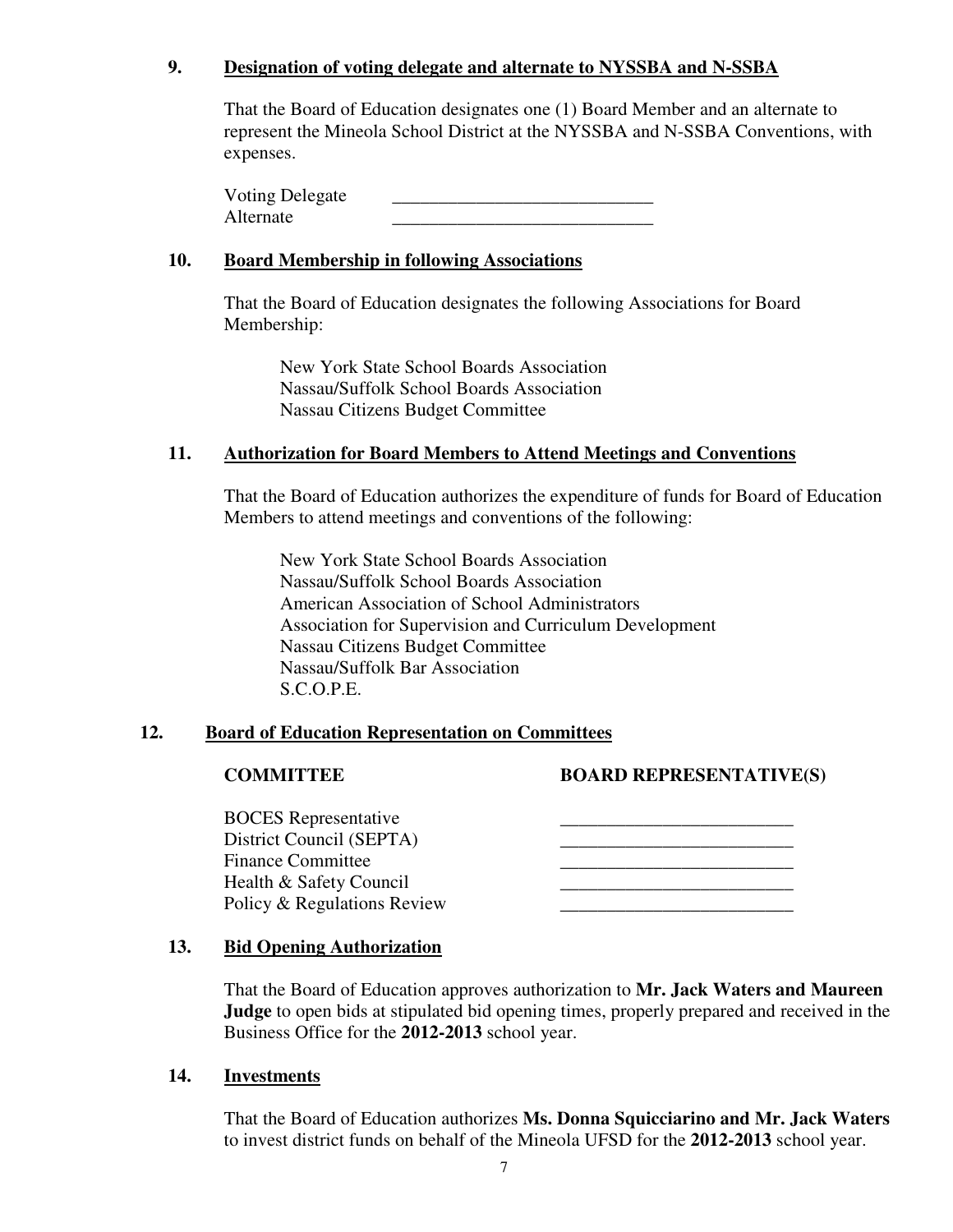**9. Designation of voting delegate and alternate to NYSSBA and N-SSBA**

That the Board of Education designates one (1) Board Member and an alternate to represent the Mineola School District at the NYSSBA and N-SSBA Conventions, with expenses.

Voting Delegate ____________________________
Alternate ____________________________

**10. Board Membership in following Associations**

That the Board of Education designates the following Associations for Board Membership:

New York State School Boards Association
Nassau/Suffolk School Boards Association
Nassau Citizens Budget Committee

**11. Authorization for Board Members to Attend Meetings and Conventions**

That the Board of Education authorizes the expenditure of funds for Board of Education Members to attend meetings and conventions of the following:

New York State School Boards Association
Nassau/Suffolk School Boards Association
American Association of School Administrators
Association for Supervision and Curriculum Development
Nassau Citizens Budget Committee
Nassau/Suffolk Bar Association
S.C.O.P.E.

**12. Board of Education Representation on Committees**

| COMMITTEE | BOARD REPRESENTATIVE(S) |
|---|---|
| BOCES Representative | _________________________ |
| District Council (SEPTA) | _________________________ |
| Finance Committee | _________________________ |
| Health & Safety Council | _________________________ |
| Policy & Regulations Review | _________________________ |

**13. Bid Opening Authorization**

That the Board of Education approves authorization to **Mr. Jack Waters and Maureen Judge** to open bids at stipulated bid opening times, properly prepared and received in the Business Office for the **2012-2013** school year.

**14. Investments**

That the Board of Education authorizes **Ms. Donna Squicciarino and Mr. Jack Waters** to invest district funds on behalf of the Mineola UFSD for the **2012-2013** school year.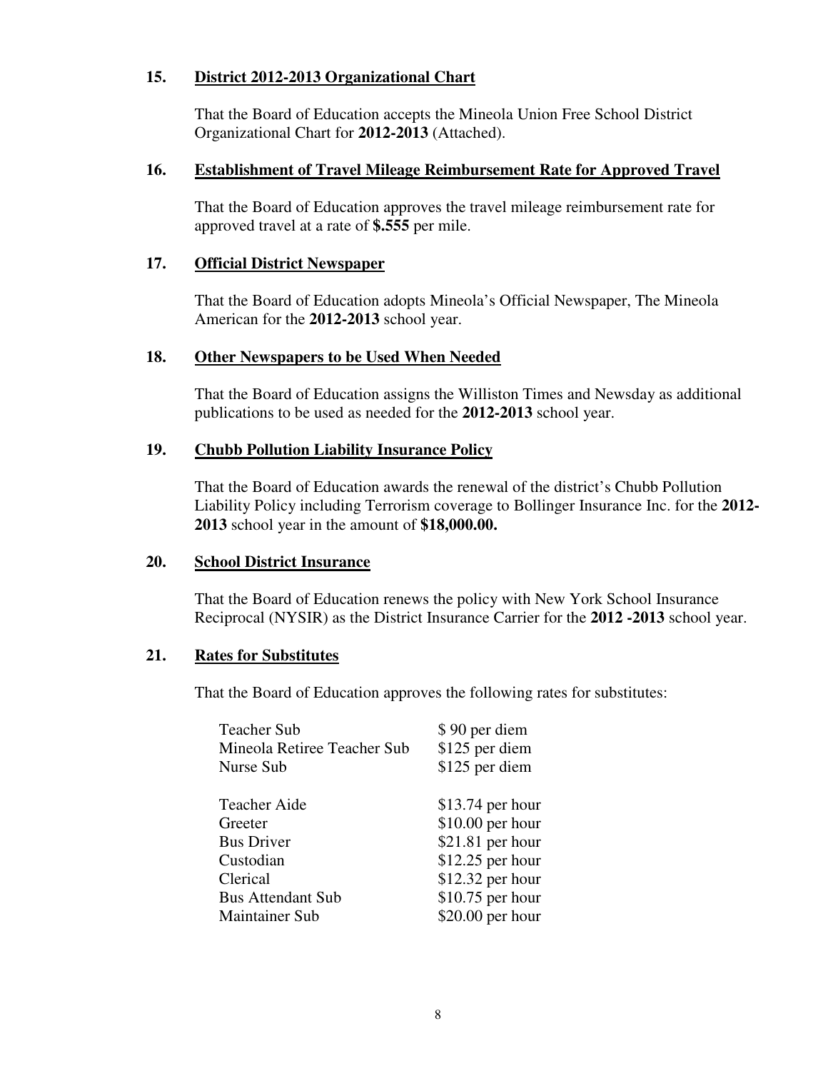**15. <u>District 2012-2013 Organizational Chart</u>**

That the Board of Education accepts the Mineola Union Free School District Organizational Chart for **2012-2013** (Attached).

**16. <u>Establishment of Travel Mileage Reimbursement Rate for Approved Travel</u>**

That the Board of Education approves the travel mileage reimbursement rate for approved travel at a rate of **$.555** per mile.

**17. <u>Official District Newspaper</u>**

That the Board of Education adopts Mineola's Official Newspaper, The Mineola American for the **2012-2013** school year.

**18. <u>Other Newspapers to be Used When Needed</u>**

That the Board of Education assigns the Williston Times and Newsday as additional publications to be used as needed for the **2012-2013** school year.

**19. <u>Chubb Pollution Liability Insurance Policy</u>**

That the Board of Education awards the renewal of the district's Chubb Pollution Liability Policy including Terrorism coverage to Bollinger Insurance Inc. for the **2012-2013** school year in the amount of **$18,000.00.**

**20. <u>School District Insurance</u>**

That the Board of Education renews the policy with New York School Insurance Reciprocal (NYSIR) as the District Insurance Carrier for the **2012 -2013** school year.

**21. <u>Rates for Substitutes</u>**

That the Board of Education approves the following rates for substitutes:

| | |
|---|---|
| Teacher Sub | $ 90 per diem |
| Mineola Retiree Teacher Sub | $125 per diem |
| Nurse Sub | $125 per diem |
| | |
| Teacher Aide | $13.74 per hour |
| Greeter | $10.00 per hour |
| Bus Driver | $21.81 per hour |
| Custodian | $12.25 per hour |
| Clerical | $12.32 per hour |
| Bus Attendant Sub | $10.75 per hour |
| Maintainer Sub | $20.00 per hour |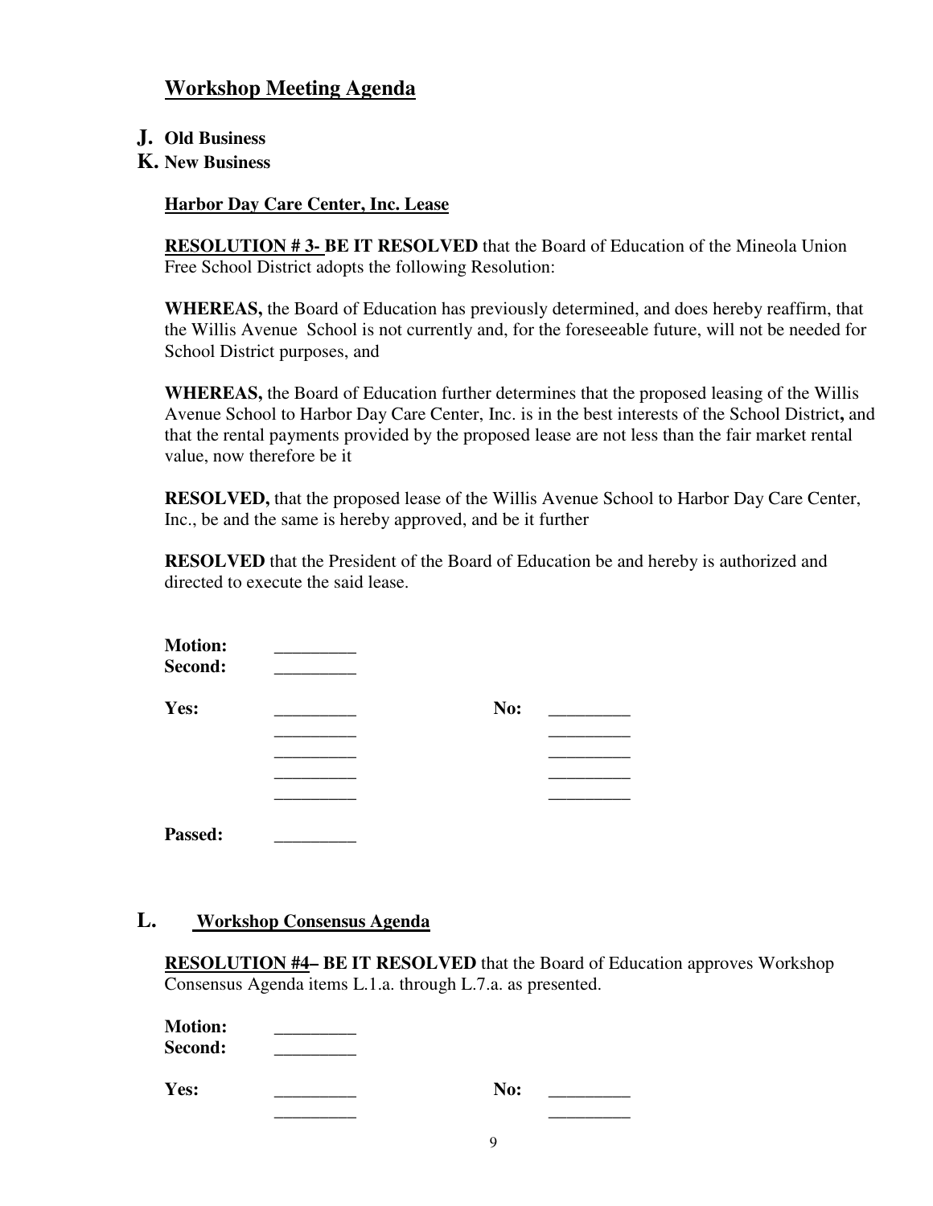## Workshop Meeting Agenda

**J. Old Business**

**K. New Business**

**Harbor Day Care Center, Inc. Lease**

**RESOLUTION # 3- BE IT RESOLVED** that the Board of Education of the Mineola Union Free School District adopts the following Resolution:

**WHEREAS,** the Board of Education has previously determined, and does hereby reaffirm, that the Willis Avenue School is not currently and, for the foreseeable future, will not be needed for School District purposes, and

**WHEREAS,** the Board of Education further determines that the proposed leasing of the Willis Avenue School to Harbor Day Care Center, Inc. is in the best interests of the School District**,** and that the rental payments provided by the proposed lease are not less than the fair market rental value, now therefore be it

**RESOLVED,** that the proposed lease of the Willis Avenue School to Harbor Day Care Center, Inc., be and the same is hereby approved, and be it further

**RESOLVED** that the President of the Board of Education be and hereby is authorized and directed to execute the said lease.

**Motion:** _________
**Second:** _________

**Yes:** _________ **No:** _________
_________ _________
_________ _________
_________ _________
_________ _________

**Passed:** _________

## L. Workshop Consensus Agenda

**RESOLUTION #4– BE IT RESOLVED** that the Board of Education approves Workshop Consensus Agenda items L.1.a. through L.7.a. as presented.

**Motion:** _________
**Second:** _________

**Yes:** _________ **No:** _________
_________ _________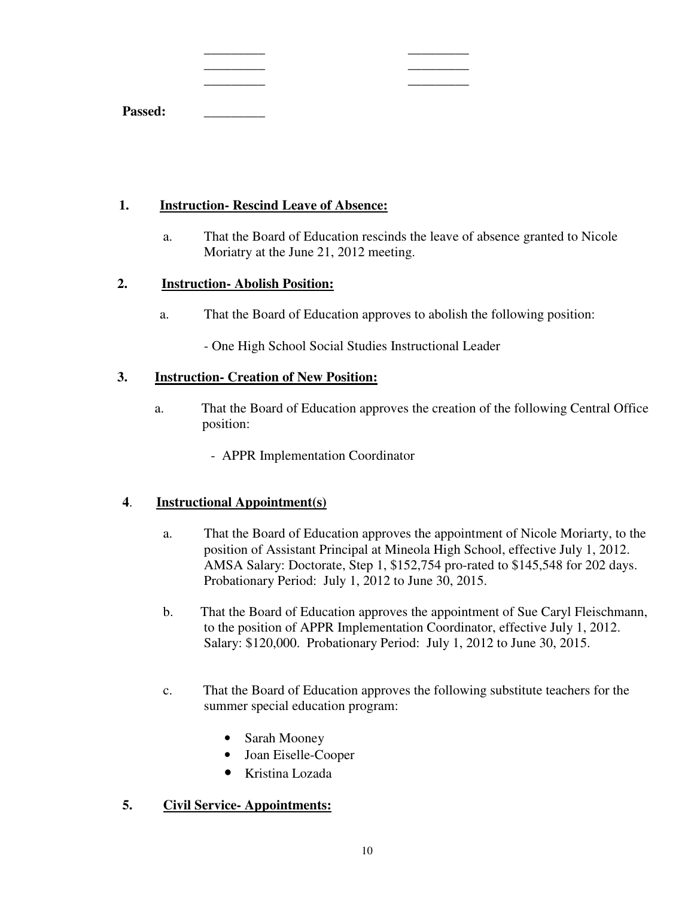_________ _________
_________ _________
_________ _________

**Passed:** _________

1. **Instruction- Rescind Leave of Absence:**

   a. That the Board of Education rescinds the leave of absence granted to Nicole Moriatry at the June 21, 2012 meeting.

2. **Instruction- Abolish Position:**

   a. That the Board of Education approves to abolish the following position:

   - One High School Social Studies Instructional Leader

3. **Instruction- Creation of New Position:**

   a. That the Board of Education approves the creation of the following Central Office position:

   - APPR Implementation Coordinator

4. **Instructional Appointment(s)**

   a. That the Board of Education approves the appointment of Nicole Moriarty, to the position of Assistant Principal at Mineola High School, effective July 1, 2012. AMSA Salary: Doctorate, Step 1, $152,754 pro-rated to $145,548 for 202 days. Probationary Period: July 1, 2012 to June 30, 2015.

   b. That the Board of Education approves the appointment of Sue Caryl Fleischmann, to the position of APPR Implementation Coordinator, effective July 1, 2012. Salary: $120,000. Probationary Period: July 1, 2012 to June 30, 2015.

   c. That the Board of Education approves the following substitute teachers for the summer special education program:

   - Sarah Mooney
   - Joan Eiselle-Cooper
   - Kristina Lozada

5. **Civil Service- Appointments:**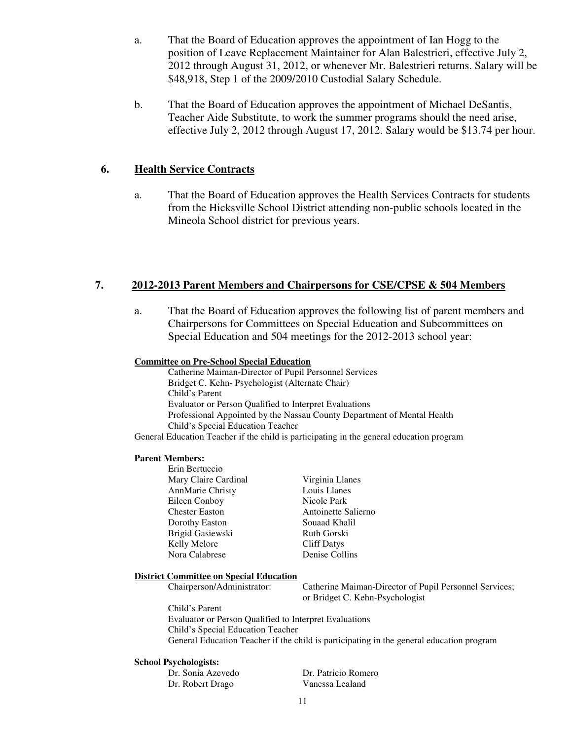a. That the Board of Education approves the appointment of Ian Hogg to the position of Leave Replacement Maintainer for Alan Balestrieri, effective July 2, 2012 through August 31, 2012, or whenever Mr. Balestrieri returns. Salary will be $48,918, Step 1 of the 2009/2010 Custodial Salary Schedule.

b. That the Board of Education approves the appointment of Michael DeSantis, Teacher Aide Substitute, to work the summer programs should the need arise, effective July 2, 2012 through August 17, 2012. Salary would be $13.74 per hour.

## 6. Health Service Contracts

a. That the Board of Education approves the Health Services Contracts for students from the Hicksville School District attending non-public schools located in the Mineola School district for previous years.

## 7. 2012-2013 Parent Members and Chairpersons for CSE/CPSE & 504 Members

a. That the Board of Education approves the following list of parent members and Chairpersons for Committees on Special Education and Subcommittees on Special Education and 504 meetings for the 2012-2013 school year:

**Committee on Pre-School Special Education**

Catherine Maiman-Director of Pupil Personnel Services
Bridget C. Kehn- Psychologist (Alternate Chair)
Child's Parent
Evaluator or Person Qualified to Interpret Evaluations
Professional Appointed by the Nassau County Department of Mental Health
Child's Special Education Teacher
General Education Teacher if the child is participating in the general education program

**Parent Members:**

Erin Bertuccio
Mary Claire Cardinal
AnnMarie Christy
Eileen Conboy
Chester Easton
Dorothy Easton
Brigid Gasiewski
Kelly Melore
Nora Calabrese
Virginia Llanes
Louis Llanes
Nicole Park
Antoinette Salierno
Souaad Khalil
Ruth Gorski
Cliff Datys
Denise Collins

**District Committee on Special Education**

Chairperson/Administrator: Catherine Maiman-Director of Pupil Personnel Services; or Bridget C. Kehn-Psychologist
Child's Parent
Evaluator or Person Qualified to Interpret Evaluations
Child's Special Education Teacher
General Education Teacher if the child is participating in the general education program

**School Psychologists:**

Dr. Sonia Azevedo
Dr. Robert Drago
Dr. Patricio Romero
Vanessa Lealand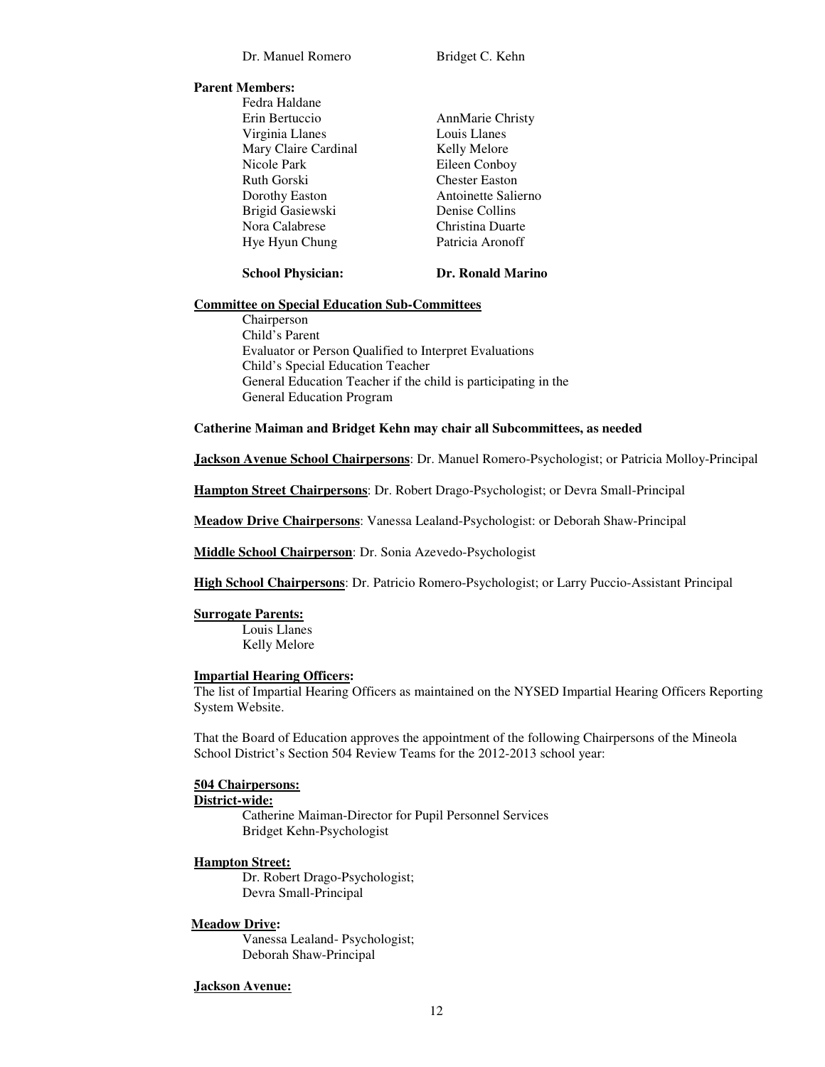Dr. Manuel Romero　　　　Bridget C. Kehn

**Parent Members:**

Fedra Haldane

| | |
|---|---|
| Erin Bertuccio | AnnMarie Christy |
| Virginia Llanes | Louis Llanes |
| Mary Claire Cardinal | Kelly Melore |
| Nicole Park | Eileen Conboy |
| Ruth Gorski | Chester Easton |
| Dorothy Easton | Antoinette Salierno |
| Brigid Gasiewski | Denise Collins |
| Nora Calabrese | Christina Duarte |
| Hye Hyun Chung | Patricia Aronoff |

**School Physician:**　　　　**Dr. Ronald Marino**

**Committee on Special Education Sub-Committees**

Chairperson
Child's Parent
Evaluator or Person Qualified to Interpret Evaluations
Child's Special Education Teacher
General Education Teacher if the child is participating in the General Education Program

**Catherine Maiman and Bridget Kehn may chair all Subcommittees, as needed**

**Jackson Avenue School Chairpersons**: Dr. Manuel Romero-Psychologist; or Patricia Molloy-Principal

**Hampton Street Chairpersons**: Dr. Robert Drago-Psychologist; or Devra Small-Principal

**Meadow Drive Chairpersons**: Vanessa Lealand-Psychologist: or Deborah Shaw-Principal

**Middle School Chairperson**: Dr. Sonia Azevedo-Psychologist

**High School Chairpersons**: Dr. Patricio Romero-Psychologist; or Larry Puccio-Assistant Principal

**Surrogate Parents:**

Louis Llanes
Kelly Melore

**Impartial Hearing Officers:**

The list of Impartial Hearing Officers as maintained on the NYSED Impartial Hearing Officers Reporting System Website.

That the Board of Education approves the appointment of the following Chairpersons of the Mineola School District's Section 504 Review Teams for the 2012-2013 school year:

**504 Chairpersons:**

**District-wide:**

Catherine Maiman-Director for Pupil Personnel Services
Bridget Kehn-Psychologist

**Hampton Street:**

Dr. Robert Drago-Psychologist;
Devra Small-Principal

**Meadow Drive:**

Vanessa Lealand- Psychologist;
Deborah Shaw-Principal

**Jackson Avenue:**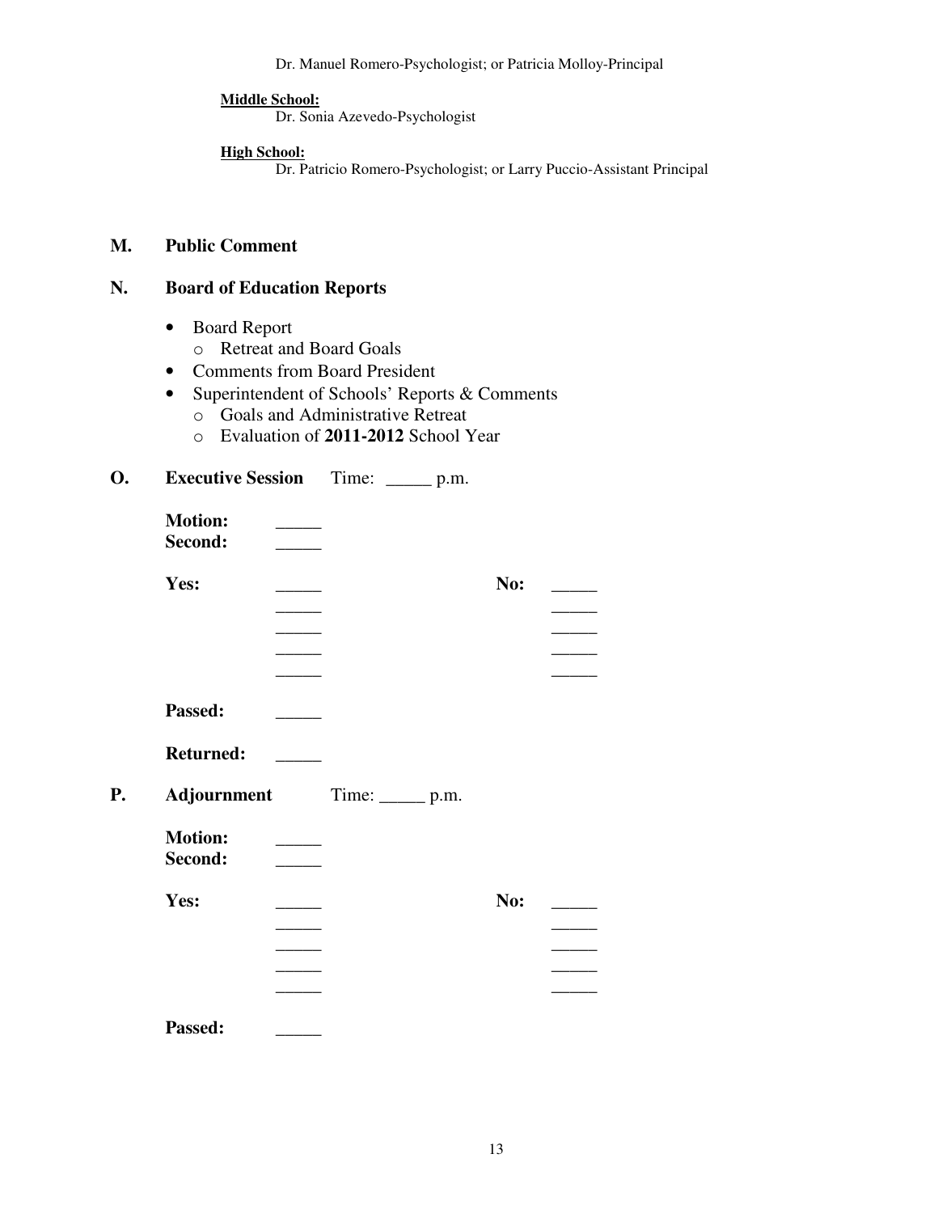Dr. Manuel Romero-Psychologist; or Patricia Molloy-Principal

**Middle School:**
Dr. Sonia Azevedo-Psychologist

**High School:**
Dr. Patricio Romero-Psychologist; or Larry Puccio-Assistant Principal

## M. Public Comment

## N. Board of Education Reports

- Board Report
  - Retreat and Board Goals
- Comments from Board President
- Superintendent of Schools' Reports & Comments
  - Goals and Administrative Retreat
  - Evaluation of **2011-2012** School Year

## O. Executive Session Time: _____ p.m.

**Motion:** _____
**Second:** _____

**Yes:** _____ **No:** _____
_____ _____
_____ _____
_____ _____
_____ _____

**Passed:** _____

**Returned:** _____

## P. Adjournment Time: _____ p.m.

**Motion:** _____
**Second:** _____

**Yes:** _____ **No:** _____
_____ _____
_____ _____
_____ _____
_____ _____

**Passed:** _____